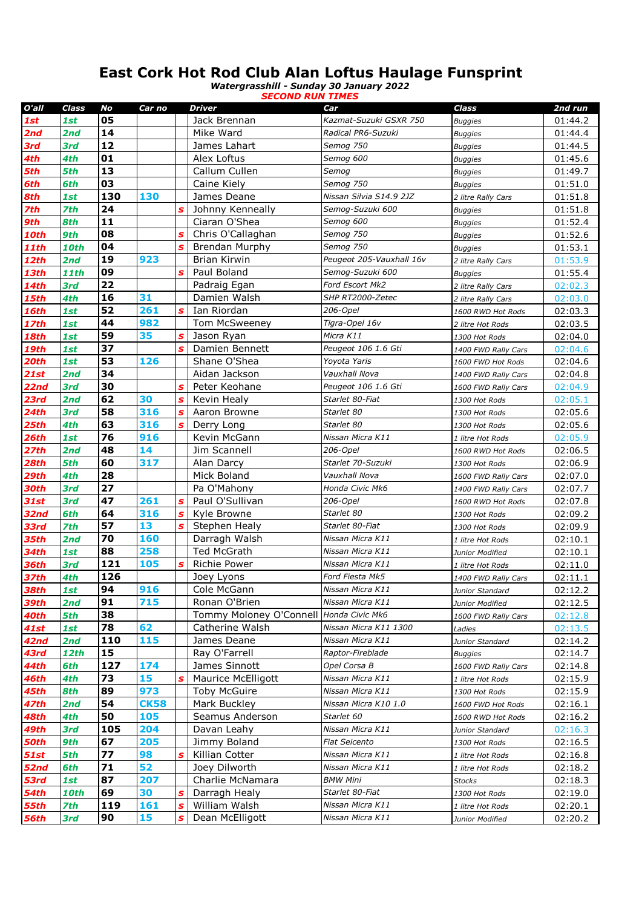# East Cork Hot Rod Club Alan Loftus Haulage Funsprint

***Watergrasshill - Sunday 30 January 2022***

***SECOND RUN TIMES***

| O'all | Class | No | Car no | | Driver | Car | Class | 2nd run |
|---|---|---|---|---|---|---|---|---|
| 1st | 1st | 05 | | | Jack Brennan | Kazmat-Suzuki GSXR 750 | Buggies | 01:44.2 |
| 2nd | 2nd | 14 | | | Mike Ward | Radical PR6-Suzuki | Buggies | 01:44.4 |
| 3rd | 3rd | 12 | | | James Lahart | Semog 750 | Buggies | 01:44.5 |
| 4th | 4th | 01 | | | Alex Loftus | Semog 600 | Buggies | 01:45.6 |
| 5th | 5th | 13 | | | Callum Cullen | Semog | Buggies | 01:49.7 |
| 6th | 6th | 03 | | | Caine Kiely | Semog 750 | Buggies | 01:51.0 |
| 8th | 1st | 130 | 130 | | James Deane | Nissan Silvia S14.9 2JZ | 2 litre Rally Cars | 01:51.8 |
| 7th | 7th | 24 | | s | Johnny Kenneally | Semog-Suzuki 600 | Buggies | 01:51.8 |
| 9th | 8th | 11 | | | Ciaran O'Shea | Semog 600 | Buggies | 01:52.4 |
| 10th | 9th | 08 | | s | Chris O'Callaghan | Semog 750 | Buggies | 01:52.6 |
| 11th | 10th | 04 | | s | Brendan Murphy | Semog 750 | Buggies | 01:53.1 |
| 12th | 2nd | 19 | 923 | | Brian Kirwin | Peugeot 205-Vauxhall 16v | 2 litre Rally Cars | 01:53.9 |
| 13th | 11th | 09 | | s | Paul Boland | Semog-Suzuki 600 | Buggies | 01:55.4 |
| 14th | 3rd | 22 | | | Padraig Egan | Ford Escort Mk2 | 2 litre Rally Cars | 02:02.3 |
| 15th | 4th | 16 | 31 | | Damien Walsh | SHP RT2000-Zetec | 2 litre Rally Cars | 02:03.0 |
| 16th | 1st | 52 | 261 | s | Ian Riordan | 206-Opel | 1600 RWD Hot Rods | 02:03.3 |
| 17th | 1st | 44 | 982 | | Tom McSweeney | Tigra-Opel 16v | 2 litre Hot Rods | 02:03.5 |
| 18th | 1st | 59 | 35 | s | Jason Ryan | Micra K11 | 1300 Hot Rods | 02:04.0 |
| 19th | 1st | 37 | | s | Damien Bennett | Peugeot 106 1.6 Gti | 1400 FWD Rally Cars | 02:04.6 |
| 20th | 1st | 53 | 126 | | Shane O'Shea | Yoyota Yaris | 1600 FWD Hot Rods | 02:04.6 |
| 21st | 2nd | 34 | | | Aidan Jackson | Vauxhall Nova | 1400 FWD Rally Cars | 02:04.8 |
| 22nd | 3rd | 30 | | s | Peter Keohane | Peugeot 106 1.6 Gti | 1600 FWD Rally Cars | 02:04.9 |
| 23rd | 2nd | 62 | 30 | s | Kevin Healy | Starlet 80-Fiat | 1300 Hot Rods | 02:05.1 |
| 24th | 3rd | 58 | 316 | s | Aaron Browne | Starlet 80 | 1300 Hot Rods | 02:05.6 |
| 25th | 4th | 63 | 316 | s | Derry Long | Starlet 80 | 1300 Hot Rods | 02:05.6 |
| 26th | 1st | 76 | 916 | | Kevin McGann | Nissan Micra K11 | 1 litre Hot Rods | 02:05.9 |
| 27th | 2nd | 48 | 14 | | Jim Scannell | 206-Opel | 1600 RWD Hot Rods | 02:06.5 |
| 28th | 5th | 60 | 317 | | Alan Darcy | Starlet 70-Suzuki | 1300 Hot Rods | 02:06.9 |
| 29th | 4th | 28 | | | Mick Boland | Vauxhall Nova | 1600 FWD Rally Cars | 02:07.0 |
| 30th | 3rd | 27 | | | Pa O'Mahony | Honda Civic Mk6 | 1400 FWD Rally Cars | 02:07.7 |
| 31st | 3rd | 47 | 261 | s | Paul O'Sullivan | 206-Opel | 1600 RWD Hot Rods | 02:07.8 |
| 32nd | 6th | 64 | 316 | s | Kyle Browne | Starlet 80 | 1300 Hot Rods | 02:09.2 |
| 33rd | 7th | 57 | 13 | s | Stephen Healy | Starlet 80-Fiat | 1300 Hot Rods | 02:09.9 |
| 35th | 2nd | 70 | 160 | | Darragh Walsh | Nissan Micra K11 | 1 litre Hot Rods | 02:10.1 |
| 34th | 1st | 88 | 258 | | Ted McGrath | Nissan Micra K11 | Junior Modified | 02:10.1 |
| 36th | 3rd | 121 | 105 | s | Richie Power | Nissan Micra K11 | 1 litre Hot Rods | 02:11.0 |
| 37th | 4th | 126 | | | Joey Lyons | Ford Fiesta Mk5 | 1400 FWD Rally Cars | 02:11.1 |
| 38th | 1st | 94 | 916 | | Cole McGann | Nissan Micra K11 | Junior Standard | 02:12.2 |
| 39th | 2nd | 91 | 715 | | Ronan O'Brien | Nissan Micra K11 | Junior Modified | 02:12.5 |
| 40th | 5th | 38 | | | Tommy Moloney O'Connell | Honda Civic Mk6 | 1600 FWD Rally Cars | 02:12.8 |
| 41st | 1st | 78 | 62 | | Catherine Walsh | Nissan Micra K11 1300 | Ladies | 02:13.5 |
| 42nd | 2nd | 110 | 115 | | James Deane | Nissan Micra K11 | Junior Standard | 02:14.2 |
| 43rd | 12th | 15 | | | Ray O'Farrell | Raptor-Fireblade | Buggies | 02:14.7 |
| 44th | 6th | 127 | 174 | | James Sinnott | Opel Corsa B | 1600 FWD Rally Cars | 02:14.8 |
| 46th | 4th | 73 | 15 | s | Maurice McElligott | Nissan Micra K11 | 1 litre Hot Rods | 02:15.9 |
| 45th | 8th | 89 | 973 | | Toby McGuire | Nissan Micra K11 | 1300 Hot Rods | 02:15.9 |
| 47th | 2nd | 54 | CK58 | | Mark Buckley | Nissan Micra K10 1.0 | 1600 FWD Hot Rods | 02:16.1 |
| 48th | 4th | 50 | 105 | | Seamus Anderson | Starlet 60 | 1600 RWD Hot Rods | 02:16.2 |
| 49th | 3rd | 105 | 204 | | Davan Leahy | Nissan Micra K11 | Junior Standard | 02:16.3 |
| 50th | 9th | 67 | 205 | | Jimmy Boland | Fiat Seicento | 1300 Hot Rods | 02:16.5 |
| 51st | 5th | 77 | 98 | s | Killian Cotter | Nissan Micra K11 | 1 litre Hot Rods | 02:16.8 |
| 52nd | 6th | 71 | 52 | | Joey Dilworth | Nissan Micra K11 | 1 litre Hot Rods | 02:18.2 |
| 53rd | 1st | 87 | 207 | | Charlie McNamara | BMW Mini | Stocks | 02:18.3 |
| 54th | 10th | 69 | 30 | s | Darragh Healy | Starlet 80-Fiat | 1300 Hot Rods | 02:19.0 |
| 55th | 7th | 119 | 161 | s | William Walsh | Nissan Micra K11 | 1 litre Hot Rods | 02:20.1 |
| 56th | 3rd | 90 | 15 | s | Dean McElligott | Nissan Micra K11 | Junior Modified | 02:20.2 |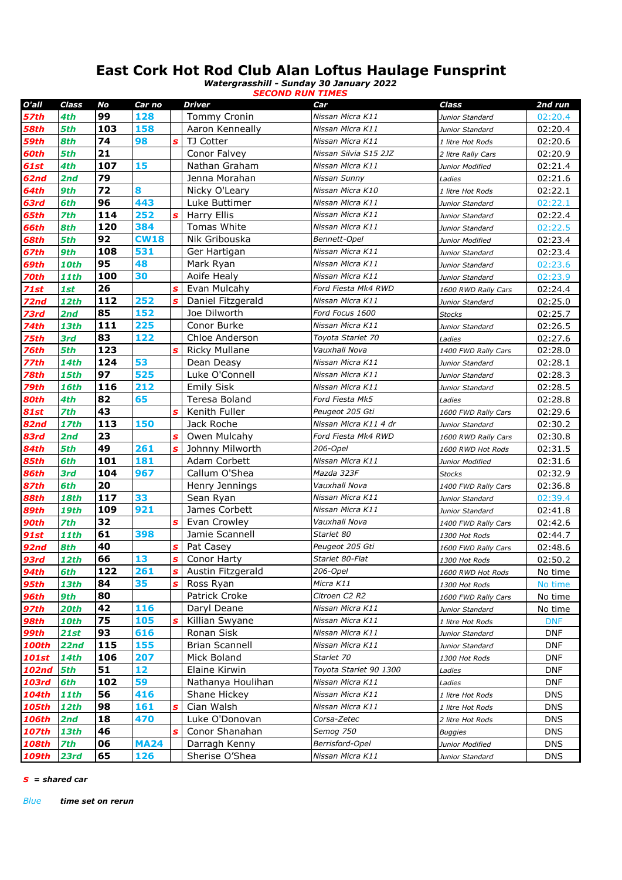# East Cork Hot Rod Club Alan Loftus Haulage Funsprint

***Watergrasshill - Sunday 30 January 2022***

***SECOND RUN TIMES***

| O'all | Class | No | Car no | | Driver | Car | Class | 2nd run |
|---|---|---|---|---|---|---|---|---|
| 57th | 4th | 99 | 128 | | Tommy Cronin | Nissan Micra K11 | Junior Standard | 02:20.4 |
| 58th | 5th | 103 | 158 | | Aaron Kenneally | Nissan Micra K11 | Junior Standard | 02:20.4 |
| 59th | 8th | 74 | 98 | s | TJ Cotter | Nissan Micra K11 | 1 litre Hot Rods | 02:20.6 |
| 60th | 5th | 21 | | | Conor Falvey | Nissan Silvia S15 2JZ | 2 litre Rally Cars | 02:20.9 |
| 61st | 4th | 107 | 15 | | Nathan Graham | Nissan Micra K11 | Junior Modified | 02:21.4 |
| 62nd | 2nd | 79 | | | Jenna Morahan | Nissan Sunny | Ladies | 02:21.6 |
| 64th | 9th | 72 | 8 | | Nicky O'Leary | Nissan Micra K10 | 1 litre Hot Rods | 02:22.1 |
| 63rd | 6th | 96 | 443 | | Luke Buttimer | Nissan Micra K11 | Junior Standard | 02:22.1 |
| 65th | 7th | 114 | 252 | s | Harry Ellis | Nissan Micra K11 | Junior Standard | 02:22.4 |
| 66th | 8th | 120 | 384 | | Tomas White | Nissan Micra K11 | Junior Standard | 02:22.5 |
| 68th | 5th | 92 | CW18 | | Nik Gribouska | Bennett-Opel | Junior Modified | 02:23.4 |
| 67th | 9th | 108 | 531 | | Ger Hartigan | Nissan Micra K11 | Junior Standard | 02:23.4 |
| 69th | 10th | 95 | 48 | | Mark Ryan | Nissan Micra K11 | Junior Standard | 02:23.6 |
| 70th | 11th | 100 | 30 | | Aoife Healy | Nissan Micra K11 | Junior Standard | 02:23.9 |
| 71st | 1st | 26 | | s | Evan Mulcahy | Ford Fiesta Mk4 RWD | 1600 RWD Rally Cars | 02:24.4 |
| 72nd | 12th | 112 | 252 | s | Daniel Fitzgerald | Nissan Micra K11 | Junior Standard | 02:25.0 |
| 73rd | 2nd | 85 | 152 | | Joe Dilworth | Ford Focus 1600 | Stocks | 02:25.7 |
| 74th | 13th | 111 | 225 | | Conor Burke | Nissan Micra K11 | Junior Standard | 02:26.5 |
| 75th | 3rd | 83 | 122 | | Chloe Anderson | Toyota Starlet 70 | Ladies | 02:27.6 |
| 76th | 5th | 123 | | s | Ricky Mullane | Vauxhall Nova | 1400 FWD Rally Cars | 02:28.0 |
| 77th | 14th | 124 | 53 | | Dean Deasy | Nissan Micra K11 | Junior Standard | 02:28.1 |
| 78th | 15th | 97 | 525 | | Luke O'Connell | Nissan Micra K11 | Junior Standard | 02:28.3 |
| 79th | 16th | 116 | 212 | | Emily Sisk | Nissan Micra K11 | Junior Standard | 02:28.5 |
| 80th | 4th | 82 | 65 | | Teresa Boland | Ford Fiesta Mk5 | Ladies | 02:28.8 |
| 81st | 7th | 43 | | s | Kenith Fuller | Peugeot 205 Gti | 1600 FWD Rally Cars | 02:29.6 |
| 82nd | 17th | 113 | 150 | | Jack Roche | Nissan Micra K11 4 dr | Junior Standard | 02:30.2 |
| 83rd | 2nd | 23 | | s | Owen Mulcahy | Ford Fiesta Mk4 RWD | 1600 RWD Rally Cars | 02:30.8 |
| 84th | 5th | 49 | 261 | s | Johnny Milworth | 206-Opel | 1600 RWD Hot Rods | 02:31.5 |
| 85th | 6th | 101 | 181 | | Adam Corbett | Nissan Micra K11 | Junior Modified | 02:31.6 |
| 86th | 3rd | 104 | 967 | | Callum O'Shea | Mazda 323F | Stocks | 02:32.9 |
| 87th | 6th | 20 | | | Henry Jennings | Vauxhall Nova | 1400 FWD Rally Cars | 02:36.8 |
| 88th | 18th | 117 | 33 | | Sean Ryan | Nissan Micra K11 | Junior Standard | 02:39.4 |
| 89th | 19th | 109 | 921 | | James Corbett | Nissan Micra K11 | Junior Standard | 02:41.8 |
| 90th | 7th | 32 | | s | Evan Crowley | Vauxhall Nova | 1400 FWD Rally Cars | 02:42.6 |
| 91st | 11th | 61 | 398 | | Jamie Scannell | Starlet 80 | 1300 Hot Rods | 02:44.7 |
| 92nd | 8th | 40 | | s | Pat Casey | Peugeot 205 Gti | 1600 FWD Rally Cars | 02:48.6 |
| 93rd | 12th | 66 | 13 | s | Conor Harty | Starlet 80-Fiat | 1300 Hot Rods | 02:50.2 |
| 94th | 6th | 122 | 261 | s | Austin Fitzgerald | 206-Opel | 1600 RWD Hot Rods | No time |
| 95th | 13th | 84 | 35 | s | Ross Ryan | Micra K11 | 1300 Hot Rods | No time |
| 96th | 9th | 80 | | | Patrick Croke | Citroen C2 R2 | 1600 FWD Rally Cars | No time |
| 97th | 20th | 42 | 116 | | Daryl Deane | Nissan Micra K11 | Junior Standard | No time |
| 98th | 10th | 75 | 105 | s | Killian Swyane | Nissan Micra K11 | 1 litre Hot Rods | DNF |
| 99th | 21st | 93 | 616 | | Ronan Sisk | Nissan Micra K11 | Junior Standard | DNF |
| 100th | 22nd | 115 | 155 | | Brian Scannell | Nissan Micra K11 | Junior Standard | DNF |
| 101st | 14th | 106 | 207 | | Mick Boland | Starlet 70 | 1300 Hot Rods | DNF |
| 102nd | 5th | 51 | 12 | | Elaine Kirwin | Toyota Starlet 90 1300 | Ladies | DNF |
| 103rd | 6th | 102 | 59 | | Nathanya Houlihan | Nissan Micra K11 | Ladies | DNF |
| 104th | 11th | 56 | 416 | | Shane Hickey | Nissan Micra K11 | 1 litre Hot Rods | DNS |
| 105th | 12th | 98 | 161 | s | Cian Walsh | Nissan Micra K11 | 1 litre Hot Rods | DNS |
| 106th | 2nd | 18 | 470 | | Luke O'Donovan | Corsa-Zetec | 2 litre Hot Rods | DNS |
| 107th | 13th | 46 | | s | Conor Shanahan | Semog 750 | Buggies | DNS |
| 108th | 7th | 06 | MA24 | | Darragh Kenny | Berrisford-Opel | Junior Modified | DNS |
| 109th | 23rd | 65 | 126 | | Sherise O'Shea | Nissan Micra K11 | Junior Standard | DNS |

***s = shared car***

*Blue* ***time set on rerun***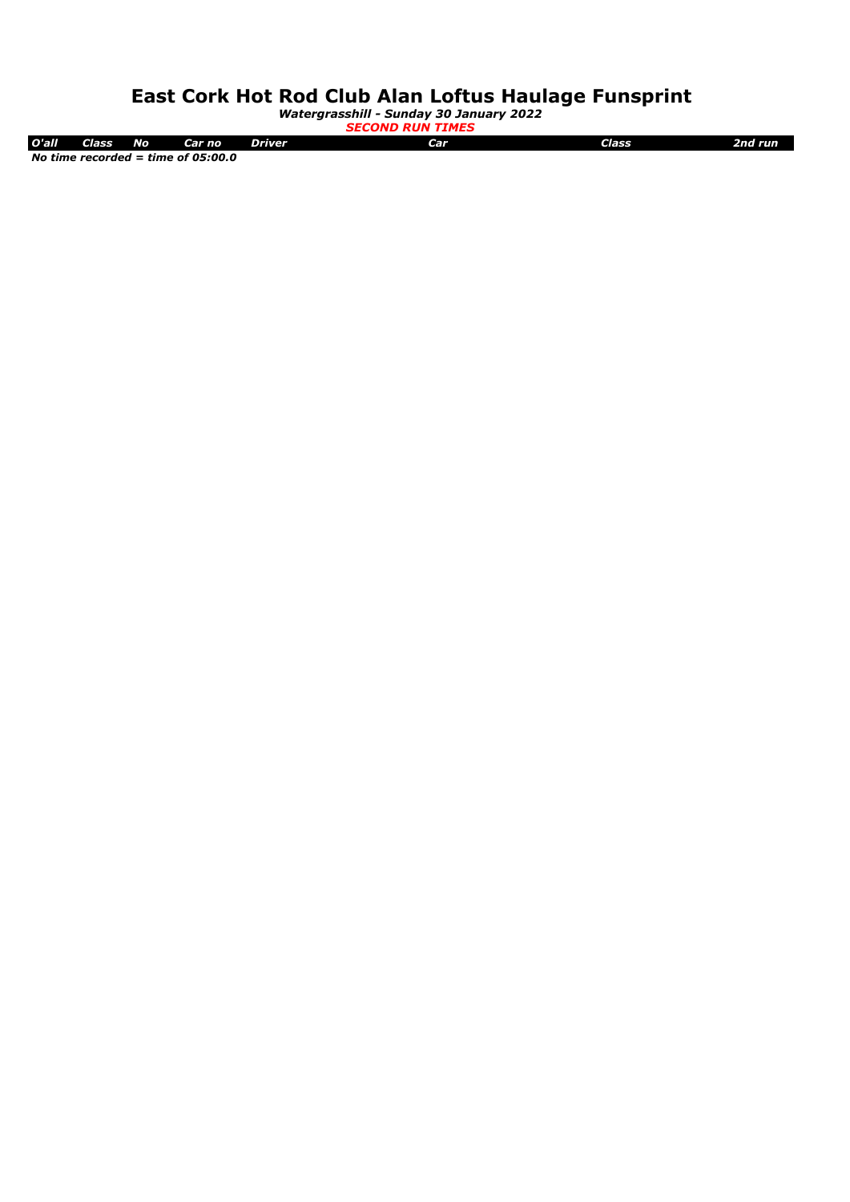# East Cork Hot Rod Club Alan Loftus Haulage Funsprint

***Watergrasshill - Sunday 30 January 2022***

***SECOND RUN TIMES***

| O'all | Class | No | Car no | Driver | Car | Class | 2nd run |
|---|---|---|---|---|---|---|---|

***No time recorded = time of 05:00.0***